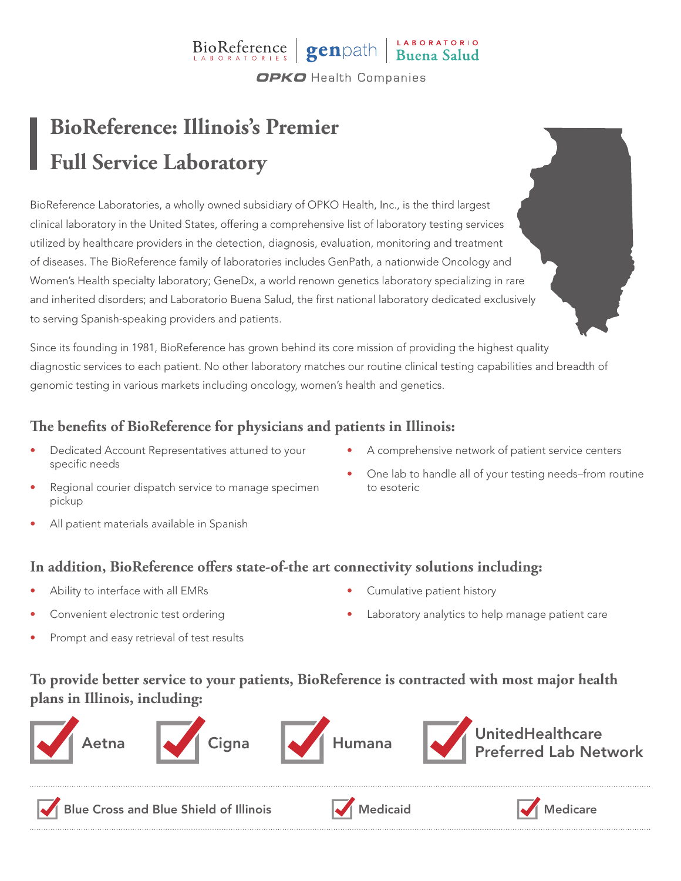BioReference LABORATORIES | genpath | LABORATORIO Buena Salud

OPKO Health Companies

# BioReference: Illinois's Premier Full Service Laboratory

BioReference Laboratories, a wholly owned subsidiary of OPKO Health, Inc., is the third largest clinical laboratory in the United States, offering a comprehensive list of laboratory testing services utilized by healthcare providers in the detection, diagnosis, evaluation, monitoring and treatment of diseases. The BioReference family of laboratories includes GenPath, a nationwide Oncology and Women's Health specialty laboratory; GeneDx, a world renown genetics laboratory specializing in rare and inherited disorders; and Laboratorio Buena Salud, the first national laboratory dedicated exclusively to serving Spanish-speaking providers and patients.

Since its founding in 1981, BioReference has grown behind its core mission of providing the highest quality diagnostic services to each patient. No other laboratory matches our routine clinical testing capabilities and breadth of genomic testing in various markets including oncology, women's health and genetics.

## The benefits of BioReference for physicians and patients in Illinois:

- Dedicated Account Representatives attuned to your specific needs
- Regional courier dispatch service to manage specimen pickup
- All patient materials available in Spanish
- A comprehensive network of patient service centers
- One lab to handle all of your testing needs–from routine to esoteric

## In addition, BioReference offers state-of-the art connectivity solutions including:

- Ability to interface with all EMRs
- Convenient electronic test ordering
- Prompt and easy retrieval of test results
- Cumulative patient history
- Laboratory analytics to help manage patient care

## To provide better service to your patients, BioReference is contracted with most major health plans in Illinois, including:

- ✓ Aetna
- ✓ Cigna
- ✓ Humana
- ✓ UnitedHealthcare Preferred Lab Network
- ✓ Blue Cross and Blue Shield of Illinois
- ✓ Medicaid
- ✓ Medicare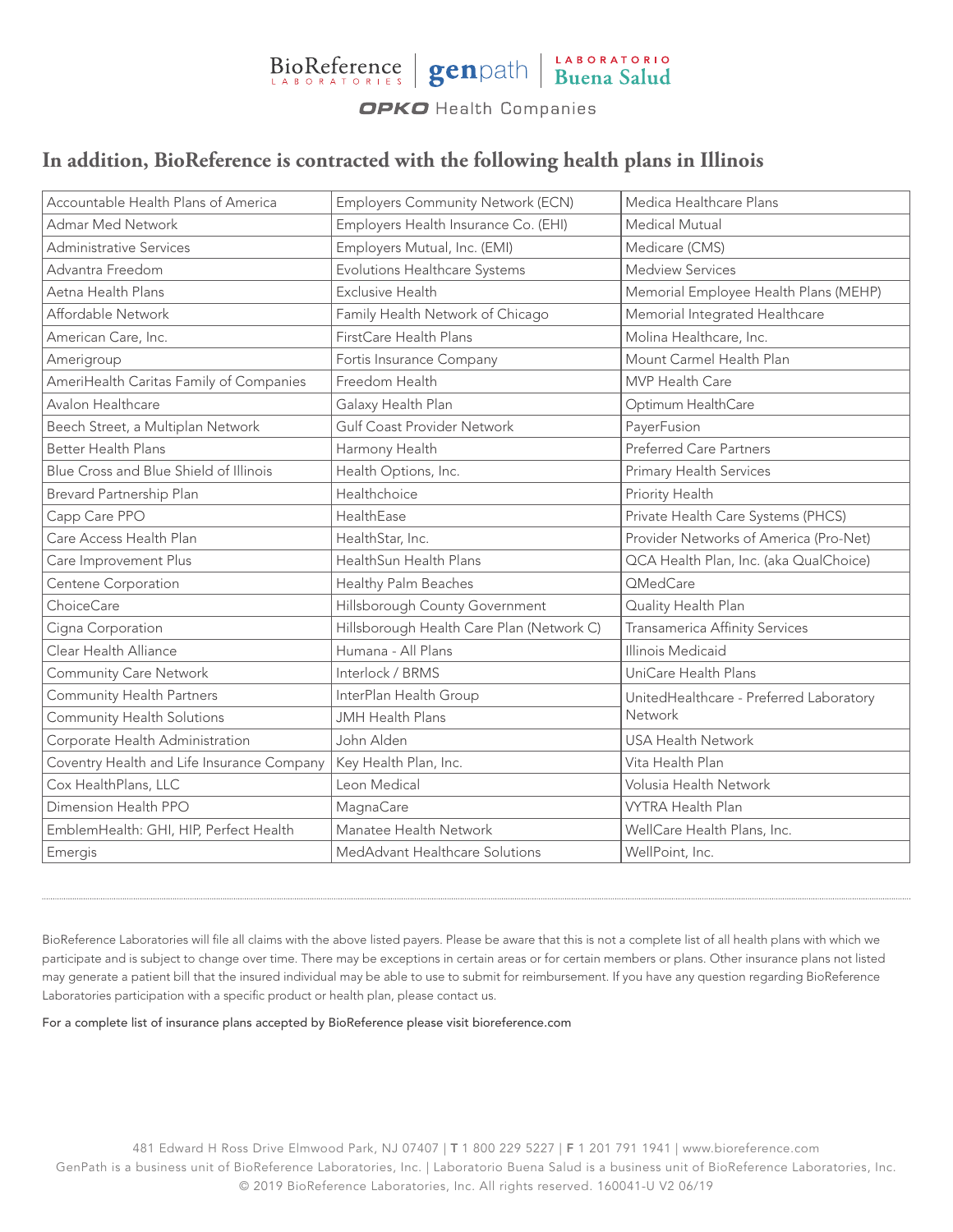BioReference LABORATORIES | genpath | LABORATORIO Buena Salud

OPKO Health Companies

## In addition, BioReference is contracted with the following health plans in Illinois

| | | |
|---|---|---|
| Accountable Health Plans of America | Employers Community Network (ECN) | Medica Healthcare Plans |
| Admar Med Network | Employers Health Insurance Co. (EHI) | Medical Mutual |
| Administrative Services | Employers Mutual, Inc. (EMI) | Medicare (CMS) |
| Advantra Freedom | Evolutions Healthcare Systems | Medview Services |
| Aetna Health Plans | Exclusive Health | Memorial Employee Health Plans (MEHP) |
| Affordable Network | Family Health Network of Chicago | Memorial Integrated Healthcare |
| American Care, Inc. | FirstCare Health Plans | Molina Healthcare, Inc. |
| Amerigroup | Fortis Insurance Company | Mount Carmel Health Plan |
| AmeriHealth Caritas Family of Companies | Freedom Health | MVP Health Care |
| Avalon Healthcare | Galaxy Health Plan | Optimum HealthCare |
| Beech Street, a Multiplan Network | Gulf Coast Provider Network | PayerFusion |
| Better Health Plans | Harmony Health | Preferred Care Partners |
| Blue Cross and Blue Shield of Illinois | Health Options, Inc. | Primary Health Services |
| Brevard Partnership Plan | Healthchoice | Priority Health |
| Capp Care PPO | HealthEase | Private Health Care Systems (PHCS) |
| Care Access Health Plan | HealthStar, Inc. | Provider Networks of America (Pro-Net) |
| Care Improvement Plus | HealthSun Health Plans | QCA Health Plan, Inc. (aka QualChoice) |
| Centene Corporation | Healthy Palm Beaches | QMedCare |
| ChoiceCare | Hillsborough County Government | Quality Health Plan |
| Cigna Corporation | Hillsborough Health Care Plan (Network C) | Transamerica Affinity Services |
| Clear Health Alliance | Humana - All Plans | Illinois Medicaid |
| Community Care Network | Interlock / BRMS | UniCare Health Plans |
| Community Health Partners | InterPlan Health Group | UnitedHealthcare - Preferred Laboratory Network |
| Community Health Solutions | JMH Health Plans | |
| Corporate Health Administration | John Alden | USA Health Network |
| Coventry Health and Life Insurance Company | Key Health Plan, Inc. | Vita Health Plan |
| Cox HealthPlans, LLC | Leon Medical | Volusia Health Network |
| Dimension Health PPO | MagnaCare | VYTRA Health Plan |
| EmblemHealth: GHI, HIP, Perfect Health | Manatee Health Network | WellCare Health Plans, Inc. |
| Emergis | MedAdvant Healthcare Solutions | WellPoint, Inc. |

BioReference Laboratories will file all claims with the above listed payers. Please be aware that this is not a complete list of all health plans with which we participate and is subject to change over time. There may be exceptions in certain areas or for certain members or plans. Other insurance plans not listed may generate a patient bill that the insured individual may be able to use to submit for reimbursement. If you have any question regarding BioReference Laboratories participation with a specific product or health plan, please contact us.

For a complete list of insurance plans accepted by BioReference please visit bioreference.com

481 Edward H Ross Drive Elmwood Park, NJ 07407 | **T** 1 800 229 5227 | **F** 1 201 791 1941 | www.bioreference.com
GenPath is a business unit of BioReference Laboratories, Inc. | Laboratorio Buena Salud is a business unit of BioReference Laboratories, Inc.
© 2019 BioReference Laboratories, Inc. All rights reserved. 160041-U V2 06/19